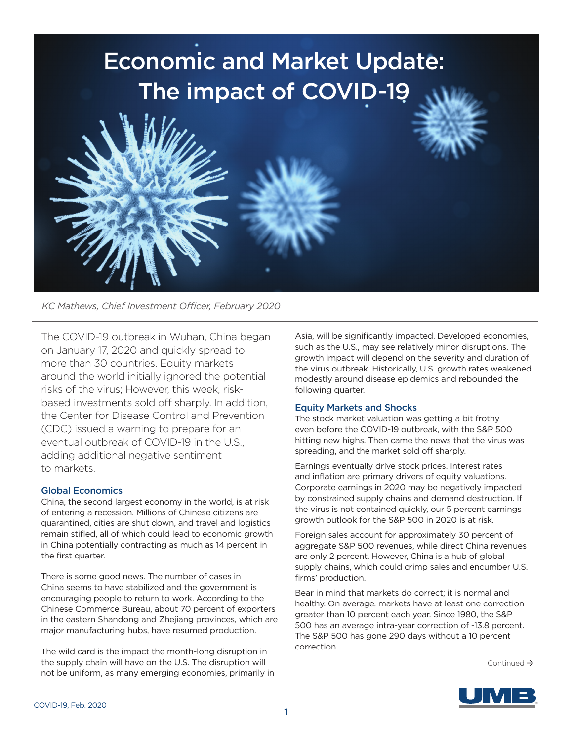# Economic and Market Update: The impact of COVID-19

*KC Mathews, Chief Investment Officer, February 2020*

The COVID-19 outbreak in Wuhan, China began on January 17, 2020 and quickly spread to more than 30 countries. Equity markets around the world initially ignored the potential risks of the virus; However, this week, risk-based investments sold off sharply. In addition, the Center for Disease Control and Prevention (CDC) issued a warning to prepare for an eventual outbreak of COVID-19 in the U.S., adding additional negative sentiment to markets.

## Global Economics

China, the second largest economy in the world, is at risk of entering a recession. Millions of Chinese citizens are quarantined, cities are shut down, and travel and logistics remain stifled, all of which could lead to economic growth in China potentially contracting as much as 14 percent in the first quarter.

There is some good news. The number of cases in China seems to have stabilized and the government is encouraging people to return to work. According to the Chinese Commerce Bureau, about 70 percent of exporters in the eastern Shandong and Zhejiang provinces, which are major manufacturing hubs, have resumed production.

The wild card is the impact the month-long disruption in the supply chain will have on the U.S. The disruption will not be uniform, as many emerging economies, primarily in Asia, will be significantly impacted. Developed economies, such as the U.S., may see relatively minor disruptions. The growth impact will depend on the severity and duration of the virus outbreak. Historically, U.S. growth rates weakened modestly around disease epidemics and rebounded the following quarter.

## Equity Markets and Shocks

The stock market valuation was getting a bit frothy even before the COVID-19 outbreak, with the S&P 500 hitting new highs. Then came the news that the virus was spreading, and the market sold off sharply.

Earnings eventually drive stock prices. Interest rates and inflation are primary drivers of equity valuations. Corporate earnings in 2020 may be negatively impacted by constrained supply chains and demand destruction. If the virus is not contained quickly, our 5 percent earnings growth outlook for the S&P 500 in 2020 is at risk.

Foreign sales account for approximately 30 percent of aggregate S&P 500 revenues, while direct China revenues are only 2 percent. However, China is a hub of global supply chains, which could crimp sales and encumber U.S. firms' production.

Bear in mind that markets do correct; it is normal and healthy. On average, markets have at least one correction greater than 10 percent each year. Since 1980, the S&P 500 has an average intra-year correction of -13.8 percent. The S&P 500 has gone 290 days without a 10 percent correction.

Continued →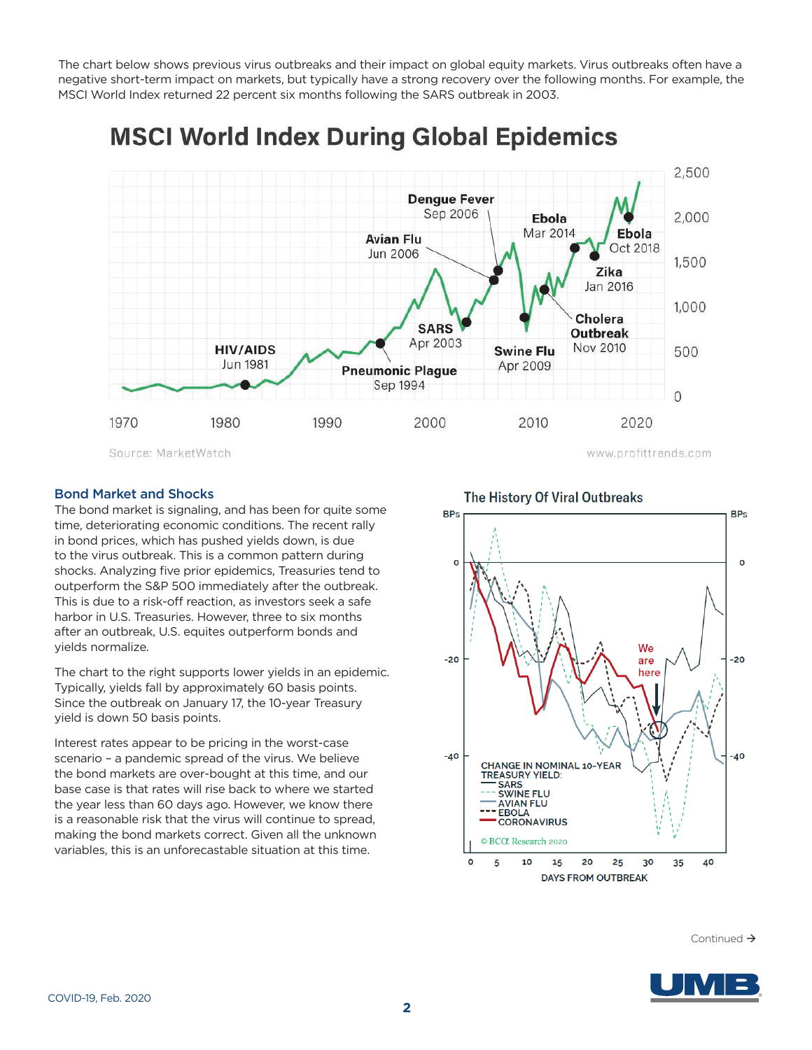The chart below shows previous virus outbreaks and their impact on global equity markets. Virus outbreaks often have a negative short-term impact on markets, but typically have a strong recovery over the following months. For example, the MSCI World Index returned 22 percent six months following the SARS outbreak in 2003.

## MSCI World Index During Global Epidemics

Source: MarketWatch

www.profittrends.com

### Bond Market and Shocks

The bond market is signaling, and has been for quite some time, deteriorating economic conditions. The recent rally in bond prices, which has pushed yields down, is due to the virus outbreak. This is a common pattern during shocks. Analyzing five prior epidemics, Treasuries tend to outperform the S&P 500 immediately after the outbreak. This is due to a risk-off reaction, as investors seek a safe harbor in U.S. Treasuries. However, three to six months after an outbreak, U.S. equites outperform bonds and yields normalize.

The chart to the right supports lower yields in an epidemic. Typically, yields fall by approximately 60 basis points. Since the outbreak on January 17, the 10-year Treasury yield is down 50 basis points.

Interest rates appear to be pricing in the worst-case scenario – a pandemic spread of the virus. We believe the bond markets are over-bought at this time, and our base case is that rates will rise back to where we started the year less than 60 days ago. However, we know there is a reasonable risk that the virus will continue to spread, making the bond markets correct. Given all the unknown variables, this is an unforecastable situation at this time.

### The History Of Viral Outbreaks

© BCA Research 2020

COVID-19, Feb. 2020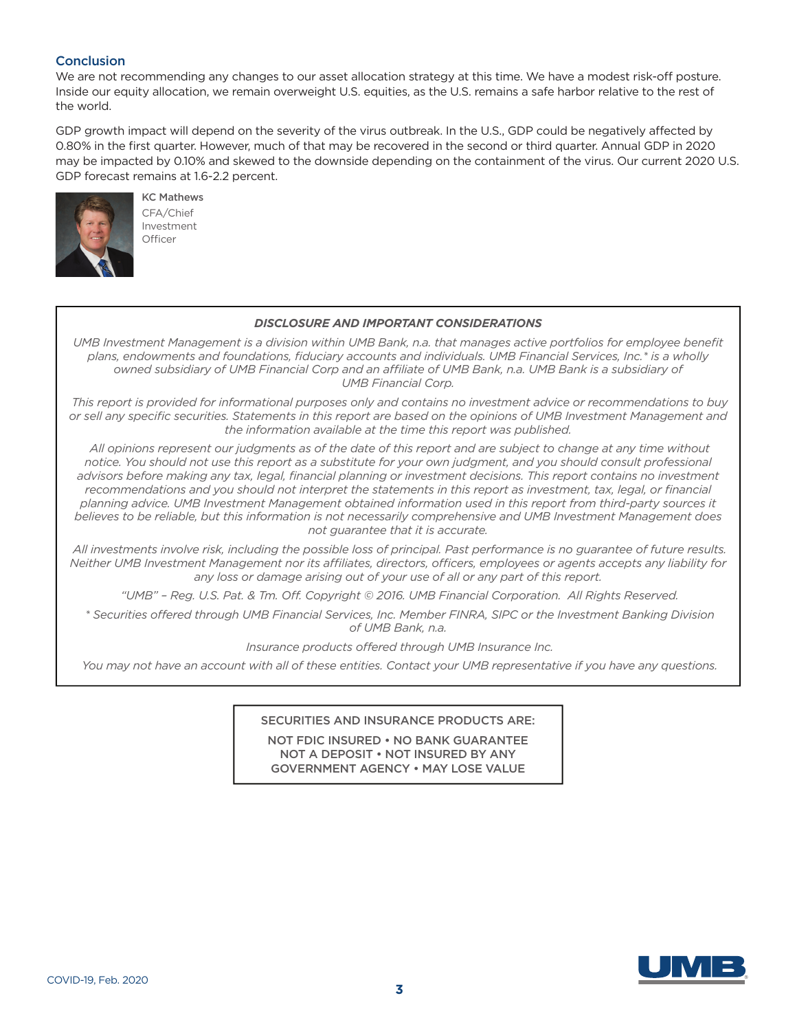## Conclusion

We are not recommending any changes to our asset allocation strategy at this time. We have a modest risk-off posture. Inside our equity allocation, we remain overweight U.S. equities, as the U.S. remains a safe harbor relative to the rest of the world.

GDP growth impact will depend on the severity of the virus outbreak. In the U.S., GDP could be negatively affected by 0.80% in the first quarter. However, much of that may be recovered in the second or third quarter. Annual GDP in 2020 may be impacted by 0.10% and skewed to the downside depending on the containment of the virus. Our current 2020 U.S. GDP forecast remains at 1.6-2.2 percent.

**KC Mathews**
CFA/Chief Investment Officer

---

***DISCLOSURE AND IMPORTANT CONSIDERATIONS***

*UMB Investment Management is a division within UMB Bank, n.a. that manages active portfolios for employee benefit plans, endowments and foundations, fiduciary accounts and individuals. UMB Financial Services, Inc.* is a wholly owned subsidiary of UMB Financial Corp and an affiliate of UMB Bank, n.a. UMB Bank is a subsidiary of UMB Financial Corp.*

*This report is provided for informational purposes only and contains no investment advice or recommendations to buy or sell any specific securities. Statements in this report are based on the opinions of UMB Investment Management and the information available at the time this report was published.*

*All opinions represent our judgments as of the date of this report and are subject to change at any time without notice. You should not use this report as a substitute for your own judgment, and you should consult professional advisors before making any tax, legal, financial planning or investment decisions. This report contains no investment recommendations and you should not interpret the statements in this report as investment, tax, legal, or financial planning advice. UMB Investment Management obtained information used in this report from third-party sources it believes to be reliable, but this information is not necessarily comprehensive and UMB Investment Management does not guarantee that it is accurate.*

*All investments involve risk, including the possible loss of principal. Past performance is no guarantee of future results. Neither UMB Investment Management nor its affiliates, directors, officers, employees or agents accepts any liability for any loss or damage arising out of your use of all or any part of this report.*

*"UMB" – Reg. U.S. Pat. & Tm. Off. Copyright © 2016. UMB Financial Corporation. All Rights Reserved.*

** Securities offered through UMB Financial Services, Inc. Member FINRA, SIPC or the Investment Banking Division of UMB Bank, n.a.*

*Insurance products offered through UMB Insurance Inc.*

*You may not have an account with all of these entities. Contact your UMB representative if you have any questions.*

---

SECURITIES AND INSURANCE PRODUCTS ARE:

NOT FDIC INSURED • NO BANK GUARANTEE
NOT A DEPOSIT • NOT INSURED BY ANY GOVERNMENT AGENCY • MAY LOSE VALUE